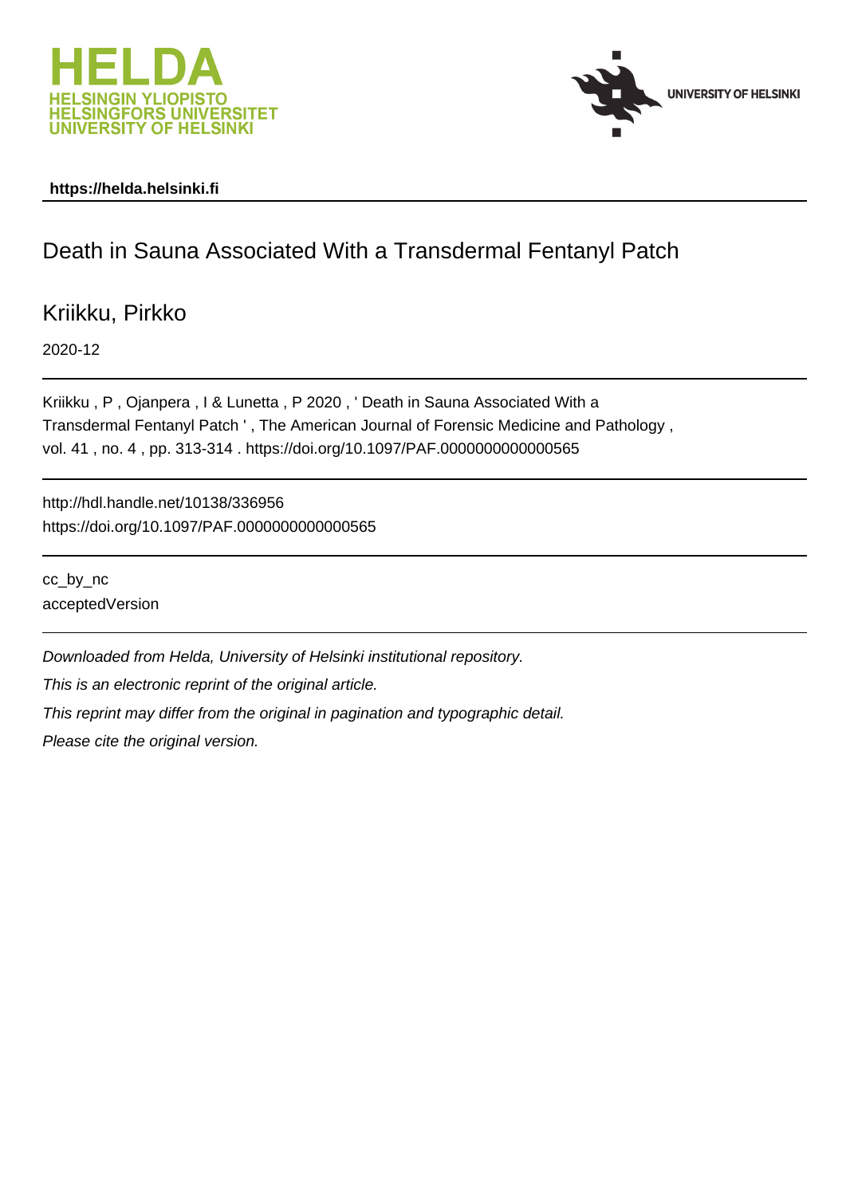**https://helda.helsinki.fi**

# Death in Sauna Associated With a Transdermal Fentanyl Patch

Kriikku, Pirkko

2020-12

Kriikku , P , Ojanpera , I & Lunetta , P 2020 , ' Death in Sauna Associated With a Transdermal Fentanyl Patch ' , The American Journal of Forensic Medicine and Pathology , vol. 41 , no. 4 , pp. 313-314 . https://doi.org/10.1097/PAF.0000000000000565

http://hdl.handle.net/10138/336956
https://doi.org/10.1097/PAF.0000000000000565

cc_by_nc
acceptedVersion

*Downloaded from Helda, University of Helsinki institutional repository.*

*This is an electronic reprint of the original article.*

*This reprint may differ from the original in pagination and typographic detail.*

*Please cite the original version.*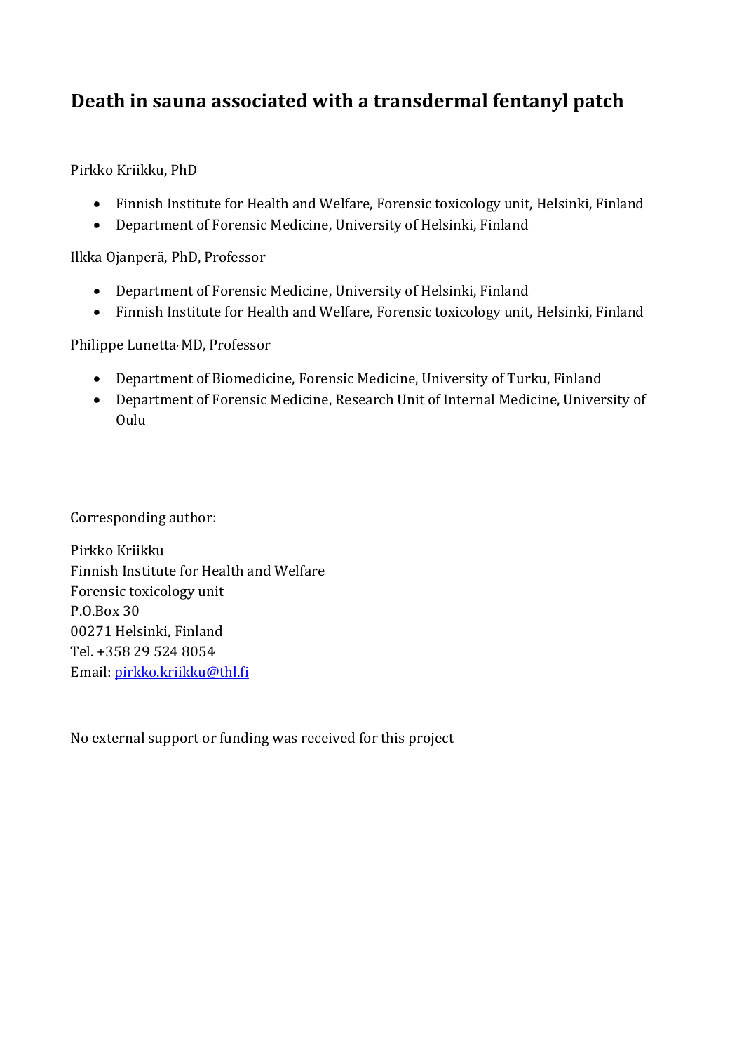# Death in sauna associated with a transdermal fentanyl patch

Pirkko Kriikku, PhD

- Finnish Institute for Health and Welfare, Forensic toxicology unit, Helsinki, Finland
- Department of Forensic Medicine, University of Helsinki, Finland

Ilkka Ojanperä, PhD, Professor

- Department of Forensic Medicine, University of Helsinki, Finland
- Finnish Institute for Health and Welfare, Forensic toxicology unit, Helsinki, Finland

Philippe Lunetta, MD, Professor

- Department of Biomedicine, Forensic Medicine, University of Turku, Finland
- Department of Forensic Medicine, Research Unit of Internal Medicine, University of Oulu

Corresponding author:

Pirkko Kriikku
Finnish Institute for Health and Welfare
Forensic toxicology unit
P.O.Box 30
00271 Helsinki, Finland
Tel. +358 29 524 8054
Email: pirkko.kriikku@thl.fi

No external support or funding was received for this project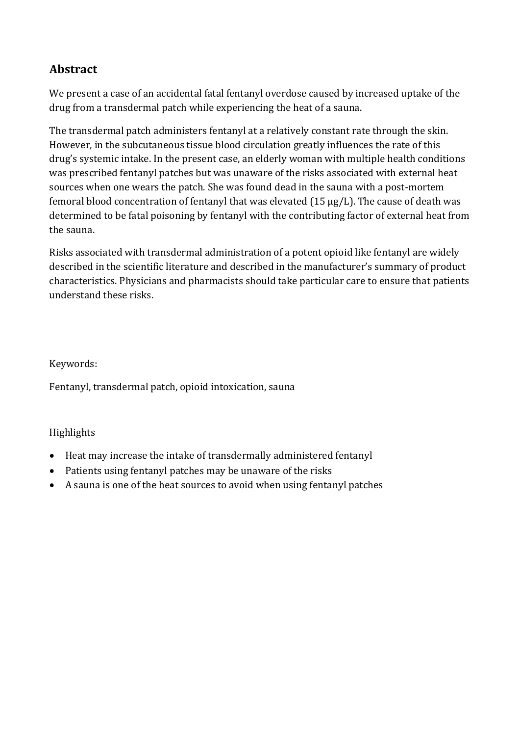## Abstract

We present a case of an accidental fatal fentanyl overdose caused by increased uptake of the drug from a transdermal patch while experiencing the heat of a sauna.

The transdermal patch administers fentanyl at a relatively constant rate through the skin. However, in the subcutaneous tissue blood circulation greatly influences the rate of this drug's systemic intake. In the present case, an elderly woman with multiple health conditions was prescribed fentanyl patches but was unaware of the risks associated with external heat sources when one wears the patch. She was found dead in the sauna with a post-mortem femoral blood concentration of fentanyl that was elevated (15 µg/L). The cause of death was determined to be fatal poisoning by fentanyl with the contributing factor of external heat from the sauna.

Risks associated with transdermal administration of a potent opioid like fentanyl are widely described in the scientific literature and described in the manufacturer's summary of product characteristics. Physicians and pharmacists should take particular care to ensure that patients understand these risks.

Keywords:

Fentanyl, transdermal patch, opioid intoxication, sauna

Highlights

- Heat may increase the intake of transdermally administered fentanyl
- Patients using fentanyl patches may be unaware of the risks
- A sauna is one of the heat sources to avoid when using fentanyl patches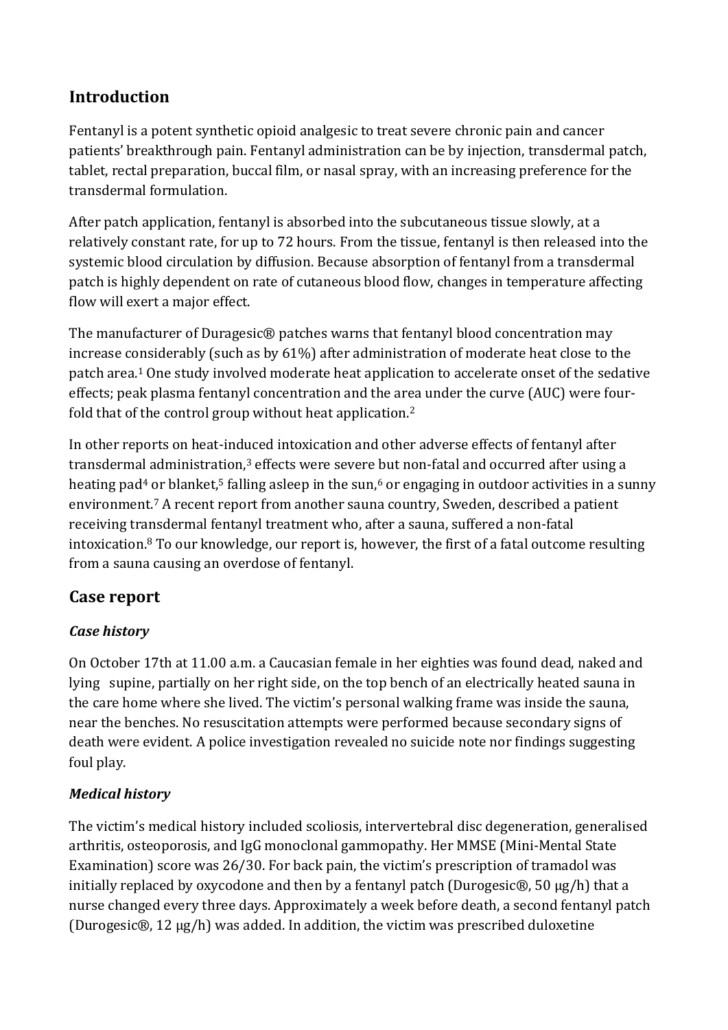## Introduction

Fentanyl is a potent synthetic opioid analgesic to treat severe chronic pain and cancer patients' breakthrough pain. Fentanyl administration can be by injection, transdermal patch, tablet, rectal preparation, buccal film, or nasal spray, with an increasing preference for the transdermal formulation.

After patch application, fentanyl is absorbed into the subcutaneous tissue slowly, at a relatively constant rate, for up to 72 hours. From the tissue, fentanyl is then released into the systemic blood circulation by diffusion. Because absorption of fentanyl from a transdermal patch is highly dependent on rate of cutaneous blood flow, changes in temperature affecting flow will exert a major effect.

The manufacturer of Duragesic® patches warns that fentanyl blood concentration may increase considerably (such as by 61%) after administration of moderate heat close to the patch area.[1] One study involved moderate heat application to accelerate onset of the sedative effects; peak plasma fentanyl concentration and the area under the curve (AUC) were four-fold that of the control group without heat application.[2]

In other reports on heat-induced intoxication and other adverse effects of fentanyl after transdermal administration,[3] effects were severe but non-fatal and occurred after using a heating pad[4] or blanket,[5] falling asleep in the sun,[6] or engaging in outdoor activities in a sunny environment.[7] A recent report from another sauna country, Sweden, described a patient receiving transdermal fentanyl treatment who, after a sauna, suffered a non-fatal intoxication.[8] To our knowledge, our report is, however, the first of a fatal outcome resulting from a sauna causing an overdose of fentanyl.

## Case report

### *Case history*

On October 17th at 11.00 a.m. a Caucasian female in her eighties was found dead, naked and lying supine, partially on her right side, on the top bench of an electrically heated sauna in the care home where she lived. The victim's personal walking frame was inside the sauna, near the benches. No resuscitation attempts were performed because secondary signs of death were evident. A police investigation revealed no suicide note nor findings suggesting foul play.

### *Medical history*

The victim's medical history included scoliosis, intervertebral disc degeneration, generalised arthritis, osteoporosis, and IgG monoclonal gammopathy. Her MMSE (Mini-Mental State Examination) score was 26/30. For back pain, the victim's prescription of tramadol was initially replaced by oxycodone and then by a fentanyl patch (Durogesic®, 50 µg/h) that a nurse changed every three days. Approximately a week before death, a second fentanyl patch (Durogesic®, 12 µg/h) was added. In addition, the victim was prescribed duloxetine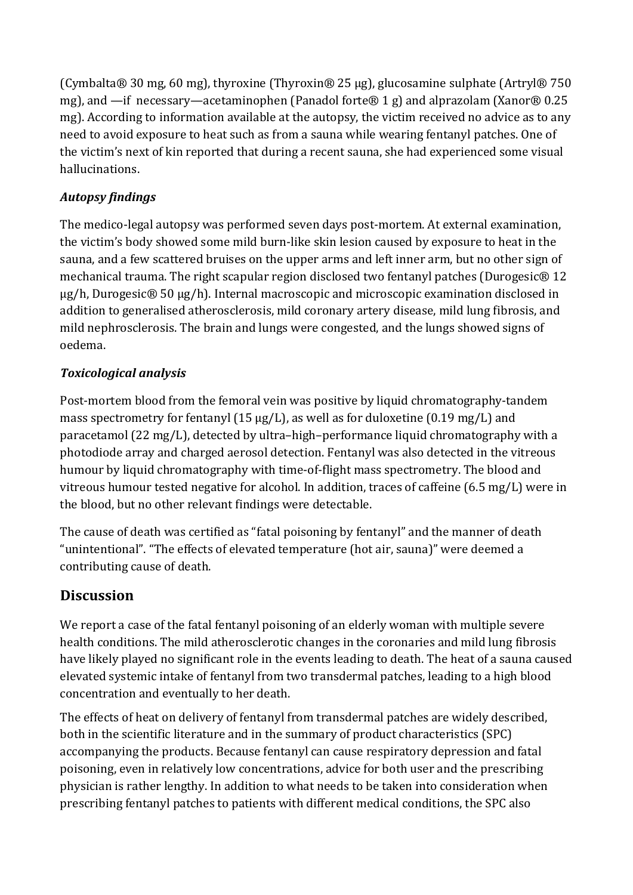(Cymbalta® 30 mg, 60 mg), thyroxine (Thyroxin® 25 μg), glucosamine sulphate (Artryl® 750 mg), and —if necessary—acetaminophen (Panadol forte® 1 g) and alprazolam (Xanor® 0.25 mg). According to information available at the autopsy, the victim received no advice as to any need to avoid exposure to heat such as from a sauna while wearing fentanyl patches. One of the victim's next of kin reported that during a recent sauna, she had experienced some visual hallucinations.

### *Autopsy findings*

The medico-legal autopsy was performed seven days post-mortem. At external examination, the victim's body showed some mild burn-like skin lesion caused by exposure to heat in the sauna, and a few scattered bruises on the upper arms and left inner arm, but no other sign of mechanical trauma. The right scapular region disclosed two fentanyl patches (Durogesic® 12 μg/h, Durogesic® 50 μg/h). Internal macroscopic and microscopic examination disclosed in addition to generalised atherosclerosis, mild coronary artery disease, mild lung fibrosis, and mild nephrosclerosis. The brain and lungs were congested, and the lungs showed signs of oedema.

### *Toxicological analysis*

Post-mortem blood from the femoral vein was positive by liquid chromatography-tandem mass spectrometry for fentanyl (15 μg/L), as well as for duloxetine (0.19 mg/L) and paracetamol (22 mg/L), detected by ultra–high–performance liquid chromatography with a photodiode array and charged aerosol detection. Fentanyl was also detected in the vitreous humour by liquid chromatography with time-of-flight mass spectrometry. The blood and vitreous humour tested negative for alcohol. In addition, traces of caffeine (6.5 mg/L) were in the blood, but no other relevant findings were detectable.

The cause of death was certified as "fatal poisoning by fentanyl" and the manner of death "unintentional". "The effects of elevated temperature (hot air, sauna)" were deemed a contributing cause of death.

## Discussion

We report a case of the fatal fentanyl poisoning of an elderly woman with multiple severe health conditions. The mild atherosclerotic changes in the coronaries and mild lung fibrosis have likely played no significant role in the events leading to death. The heat of a sauna caused elevated systemic intake of fentanyl from two transdermal patches, leading to a high blood concentration and eventually to her death.

The effects of heat on delivery of fentanyl from transdermal patches are widely described, both in the scientific literature and in the summary of product characteristics (SPC) accompanying the products. Because fentanyl can cause respiratory depression and fatal poisoning, even in relatively low concentrations, advice for both user and the prescribing physician is rather lengthy. In addition to what needs to be taken into consideration when prescribing fentanyl patches to patients with different medical conditions, the SPC also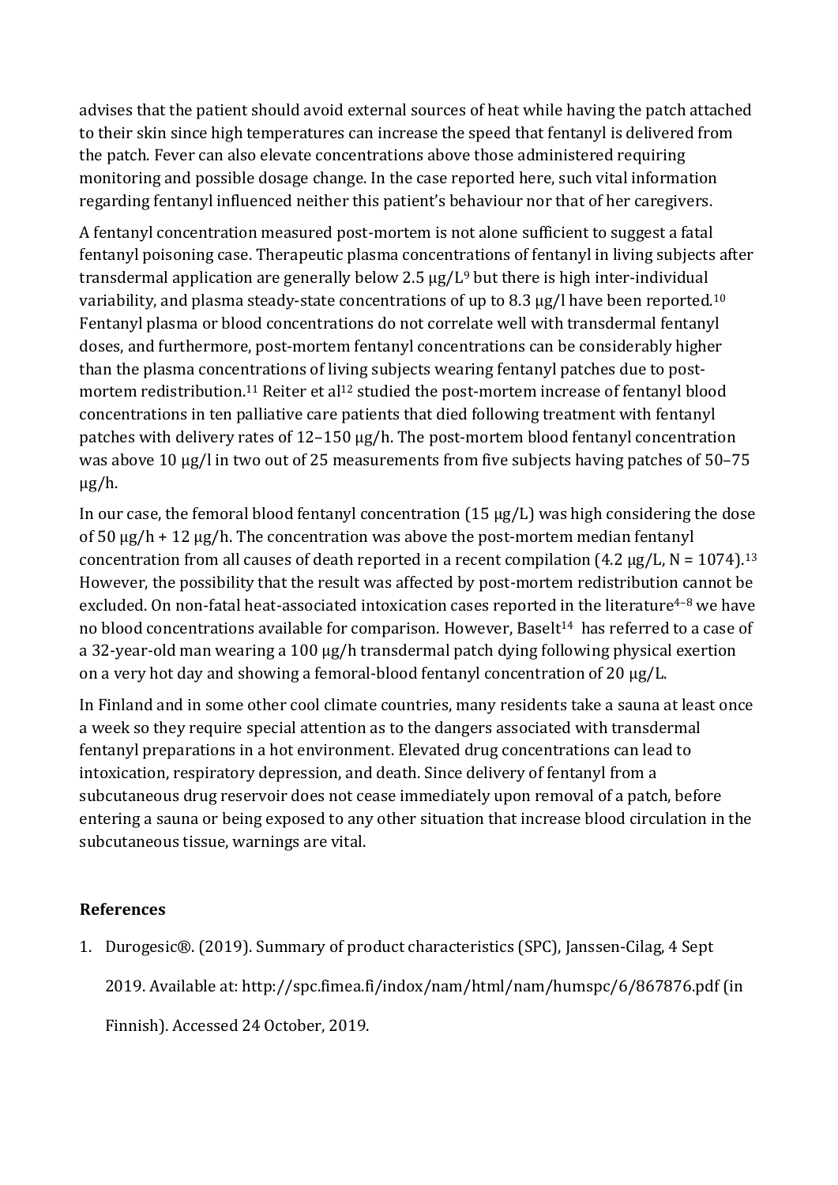advises that the patient should avoid external sources of heat while having the patch attached to their skin since high temperatures can increase the speed that fentanyl is delivered from the patch. Fever can also elevate concentrations above those administered requiring monitoring and possible dosage change. In the case reported here, such vital information regarding fentanyl influenced neither this patient's behaviour nor that of her caregivers.

A fentanyl concentration measured post-mortem is not alone sufficient to suggest a fatal fentanyl poisoning case. Therapeutic plasma concentrations of fentanyl in living subjects after transdermal application are generally below 2.5 µg/L[9] but there is high inter-individual variability, and plasma steady-state concentrations of up to 8.3 µg/l have been reported.[10] Fentanyl plasma or blood concentrations do not correlate well with transdermal fentanyl doses, and furthermore, post-mortem fentanyl concentrations can be considerably higher than the plasma concentrations of living subjects wearing fentanyl patches due to post-mortem redistribution.[11] Reiter et al[12] studied the post-mortem increase of fentanyl blood concentrations in ten palliative care patients that died following treatment with fentanyl patches with delivery rates of 12–150 µg/h. The post-mortem blood fentanyl concentration was above 10 µg/l in two out of 25 measurements from five subjects having patches of 50–75 µg/h.

In our case, the femoral blood fentanyl concentration (15 µg/L) was high considering the dose of 50 µg/h + 12 µg/h. The concentration was above the post-mortem median fentanyl concentration from all causes of death reported in a recent compilation (4.2 µg/L, N = 1074).[13] However, the possibility that the result was affected by post-mortem redistribution cannot be excluded. On non-fatal heat-associated intoxication cases reported in the literature[4–8] we have no blood concentrations available for comparison. However, Baselt[14] has referred to a case of a 32-year-old man wearing a 100 µg/h transdermal patch dying following physical exertion on a very hot day and showing a femoral-blood fentanyl concentration of 20 µg/L.

In Finland and in some other cool climate countries, many residents take a sauna at least once a week so they require special attention as to the dangers associated with transdermal fentanyl preparations in a hot environment. Elevated drug concentrations can lead to intoxication, respiratory depression, and death. Since delivery of fentanyl from a subcutaneous drug reservoir does not cease immediately upon removal of a patch, before entering a sauna or being exposed to any other situation that increase blood circulation in the subcutaneous tissue, warnings are vital.

## References

1. Durogesic®. (2019). Summary of product characteristics (SPC), Janssen-Cilag, 4 Sept 2019. Available at: http://spc.fimea.fi/indox/nam/html/nam/humspc/6/867876.pdf (in Finnish). Accessed 24 October, 2019.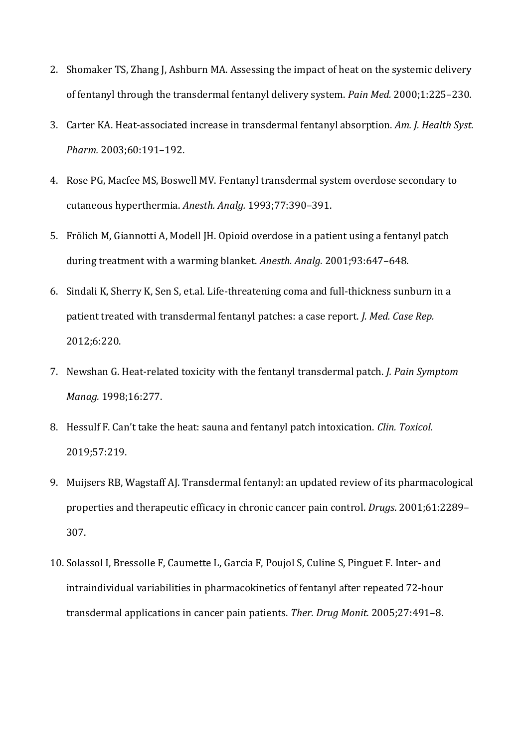2. Shomaker TS, Zhang J, Ashburn MA. Assessing the impact of heat on the systemic delivery of fentanyl through the transdermal fentanyl delivery system. *Pain Med.* 2000;1:225–230.
3. Carter KA. Heat-associated increase in transdermal fentanyl absorption. *Am. J. Health Syst. Pharm.* 2003;60:191–192.
4. Rose PG, Macfee MS, Boswell MV. Fentanyl transdermal system overdose secondary to cutaneous hyperthermia. *Anesth. Analg.* 1993;77:390–391.
5. Frölich M, Giannotti A, Modell JH. Opioid overdose in a patient using a fentanyl patch during treatment with a warming blanket. *Anesth. Analg.* 2001;93:647–648.
6. Sindali K, Sherry K, Sen S, et.al. Life-threatening coma and full-thickness sunburn in a patient treated with transdermal fentanyl patches: a case report. *J. Med. Case Rep.* 2012;6:220.
7. Newshan G. Heat-related toxicity with the fentanyl transdermal patch. *J. Pain Symptom Manag.* 1998;16:277.
8. Hessulf F. Can't take the heat: sauna and fentanyl patch intoxication. *Clin. Toxicol.* 2019;57:219.
9. Muijsers RB, Wagstaff AJ. Transdermal fentanyl: an updated review of its pharmacological properties and therapeutic efficacy in chronic cancer pain control. *Drugs*. 2001;61:2289–307.
10. Solassol I, Bressolle F, Caumette L, Garcia F, Poujol S, Culine S, Pinguet F. Inter- and intraindividual variabilities in pharmacokinetics of fentanyl after repeated 72-hour transdermal applications in cancer pain patients. *Ther. Drug Monit.* 2005;27:491–8.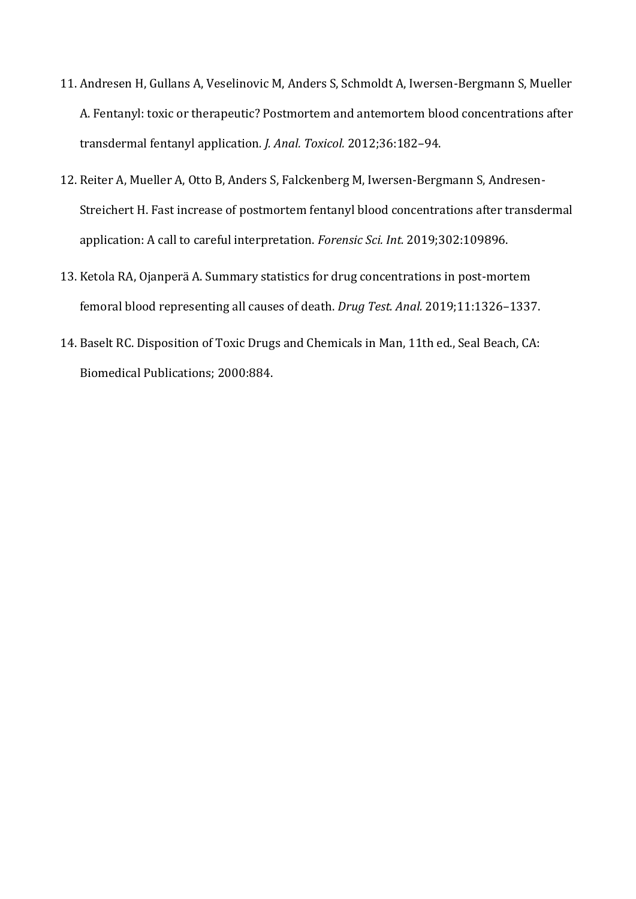11. Andresen H, Gullans A, Veselinovic M, Anders S, Schmoldt A, Iwersen-Bergmann S, Mueller A. Fentanyl: toxic or therapeutic? Postmortem and antemortem blood concentrations after transdermal fentanyl application. *J. Anal. Toxicol.* 2012;36:182–94.

12. Reiter A, Mueller A, Otto B, Anders S, Falckenberg M, Iwersen-Bergmann S, Andresen-Streichert H. Fast increase of postmortem fentanyl blood concentrations after transdermal application: A call to careful interpretation. *Forensic Sci. Int.* 2019;302:109896.

13. Ketola RA, Ojanperä A. Summary statistics for drug concentrations in post-mortem femoral blood representing all causes of death. *Drug Test. Anal.* 2019;11:1326–1337.

14. Baselt RC. Disposition of Toxic Drugs and Chemicals in Man, 11th ed., Seal Beach, CA: Biomedical Publications; 2000:884.